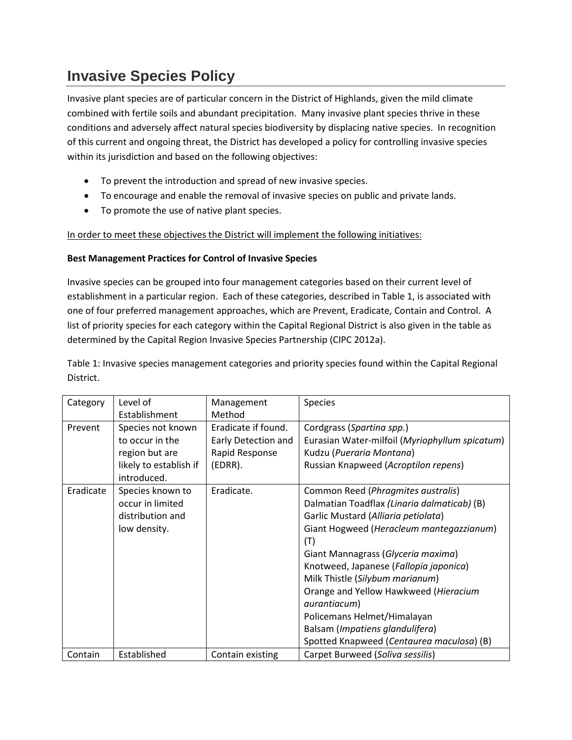# Invasive Species Policy

Invasive plant species are of particular concern in the District of Highlands, given the mild climate combined with fertile soils and abundant precipitation. Many invasive plant species thrive in these conditions and adversely affect natural species biodiversity by displacing native species. In recognition of this current and ongoing threat, the District has developed a policy for controlling invasive species within its jurisdiction and based on the following objectives:

- To prevent the introduction and spread of new invasive species.
- To encourage and enable the removal of invasive species on public and private lands.
- To promote the use of native plant species.

In order to meet these objectives the District will implement the following initiatives:

**Best Management Practices for Control of Invasive Species**

Invasive species can be grouped into four management categories based on their current level of establishment in a particular region. Each of these categories, described in Table 1, is associated with one of four preferred management approaches, which are Prevent, Eradicate, Contain and Control. A list of priority species for each category within the Capital Regional District is also given in the table as determined by the Capital Region Invasive Species Partnership (CIPC 2012a).

Table 1: Invasive species management categories and priority species found within the Capital Regional District.

| Category | Level of Establishment | Management Method | Species |
|---|---|---|---|
| Prevent | Species not known to occur in the region but are likely to establish if introduced. | Eradicate if found. Early Detection and Rapid Response (EDRR). | Cordgrass (*Spartina spp.*)<br>Eurasian Water-milfoil (*Myriophyllum spicatum*)<br>Kudzu (*Pueraria Montana*)<br>Russian Knapweed (*Acroptilon repens*) |
| Eradicate | Species known to occur in limited distribution and low density. | Eradicate. | Common Reed (*Phragmites australis*)<br>Dalmatian Toadflax *(Linaria dalmaticab)* (B)<br>Garlic Mustard (*Alliaria petiolata*)<br>Giant Hogweed (*Heracleum mantegazzianum*) (T)<br>Giant Mannagrass (*Glyceria maxima*)<br>Knotweed, Japanese (*Fallopia japonica*)<br>Milk Thistle (*Silybum marianum*)<br>Orange and Yellow Hawkweed (*Hieracium aurantiacum*)<br>Policemans Helmet/Himalayan Balsam (*Impatiens glandulifera*)<br>Spotted Knapweed (*Centaurea maculosa*) (B) |
| Contain | Established | Contain existing | Carpet Burweed (*Soliva sessilis*) |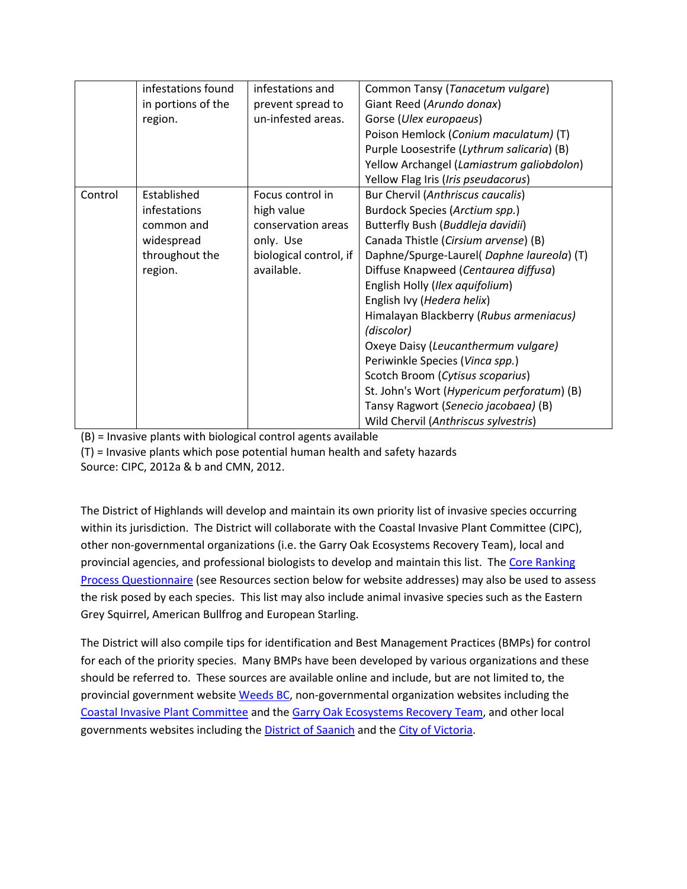|  | infestations found in portions of the region. | infestations and prevent spread to un-infested areas. | Common Tansy (*Tanacetum vulgare*)<br>Giant Reed (*Arundo donax*)<br>Gorse (*Ulex europaeus*)<br>Poison Hemlock (*Conium maculatum)* (T)<br>Purple Loosestrife (*Lythrum salicaria*) (B)<br>Yellow Archangel (*Lamiastrum galiobdolon*)<br>Yellow Flag Iris (*Iris pseudacorus*) |
|---|---|---|---|
| Control | Established infestations common and widespread throughout the region. | Focus control in high value conservation areas only. Use biological control, if available. | Bur Chervil (*Anthriscus caucalis*)<br>Burdock Species (*Arctium spp.*)<br>Butterfly Bush (*Buddleja davidii*)<br>Canada Thistle (*Cirsium arvense*) (B)<br>Daphne/Spurge-Laurel( *Daphne laureola*) (T)<br>Diffuse Knapweed (*Centaurea diffusa*)<br>English Holly (*Ilex aquifolium*)<br>English Ivy (*Hedera helix*)<br>Himalayan Blackberry (*Rubus armeniacus) (discolor)*<br>Oxeye Daisy (*Leucanthermum vulgare)*<br>Periwinkle Species (*Vinca spp.*)<br>Scotch Broom (*Cytisus scoparius*)<br>St. John's Wort (*Hypericum perforatum*) (B)<br>Tansy Ragwort (*Senecio jacobaea)* (B)<br>Wild Chervil (*Anthriscus sylvestris*) |

(B) = Invasive plants with biological control agents available
(T) = Invasive plants which pose potential human health and safety hazards
Source: CIPC, 2012a & b and CMN, 2012.

The District of Highlands will develop and maintain its own priority list of invasive species occurring within its jurisdiction. The District will collaborate with the Coastal Invasive Plant Committee (CIPC), other non-governmental organizations (i.e. the Garry Oak Ecosystems Recovery Team), local and provincial agencies, and professional biologists to develop and maintain this list. The Core Ranking Process Questionnaire (see Resources section below for website addresses) may also be used to assess the risk posed by each species. This list may also include animal invasive species such as the Eastern Grey Squirrel, American Bullfrog and European Starling.

The District will also compile tips for identification and Best Management Practices (BMPs) for control for each of the priority species. Many BMPs have been developed by various organizations and these should be referred to. These sources are available online and include, but are not limited to, the provincial government website Weeds BC, non-governmental organization websites including the Coastal Invasive Plant Committee and the Garry Oak Ecosystems Recovery Team, and other local governments websites including the District of Saanich and the City of Victoria.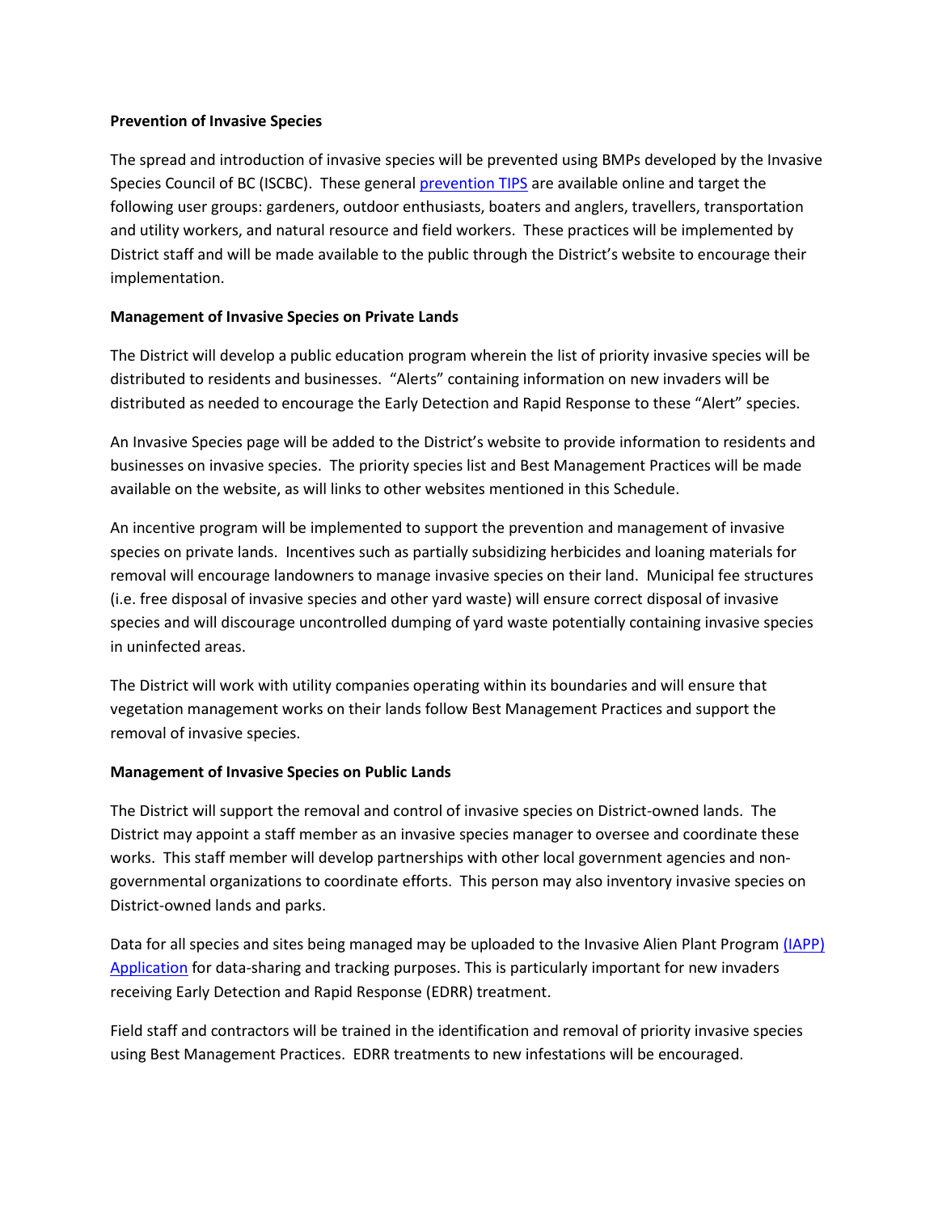**Prevention of Invasive Species**

The spread and introduction of invasive species will be prevented using BMPs developed by the Invasive Species Council of BC (ISCBC). These general prevention TIPS are available online and target the following user groups: gardeners, outdoor enthusiasts, boaters and anglers, travellers, transportation and utility workers, and natural resource and field workers. These practices will be implemented by District staff and will be made available to the public through the District's website to encourage their implementation.

**Management of Invasive Species on Private Lands**

The District will develop a public education program wherein the list of priority invasive species will be distributed to residents and businesses. "Alerts" containing information on new invaders will be distributed as needed to encourage the Early Detection and Rapid Response to these "Alert" species.

An Invasive Species page will be added to the District's website to provide information to residents and businesses on invasive species. The priority species list and Best Management Practices will be made available on the website, as will links to other websites mentioned in this Schedule.

An incentive program will be implemented to support the prevention and management of invasive species on private lands. Incentives such as partially subsidizing herbicides and loaning materials for removal will encourage landowners to manage invasive species on their land. Municipal fee structures (i.e. free disposal of invasive species and other yard waste) will ensure correct disposal of invasive species and will discourage uncontrolled dumping of yard waste potentially containing invasive species in uninfected areas.

The District will work with utility companies operating within its boundaries and will ensure that vegetation management works on their lands follow Best Management Practices and support the removal of invasive species.

**Management of Invasive Species on Public Lands**

The District will support the removal and control of invasive species on District-owned lands. The District may appoint a staff member as an invasive species manager to oversee and coordinate these works. This staff member will develop partnerships with other local government agencies and non-governmental organizations to coordinate efforts. This person may also inventory invasive species on District-owned lands and parks.

Data for all species and sites being managed may be uploaded to the Invasive Alien Plant Program (IAPP) Application for data-sharing and tracking purposes. This is particularly important for new invaders receiving Early Detection and Rapid Response (EDRR) treatment.

Field staff and contractors will be trained in the identification and removal of priority invasive species using Best Management Practices. EDRR treatments to new infestations will be encouraged.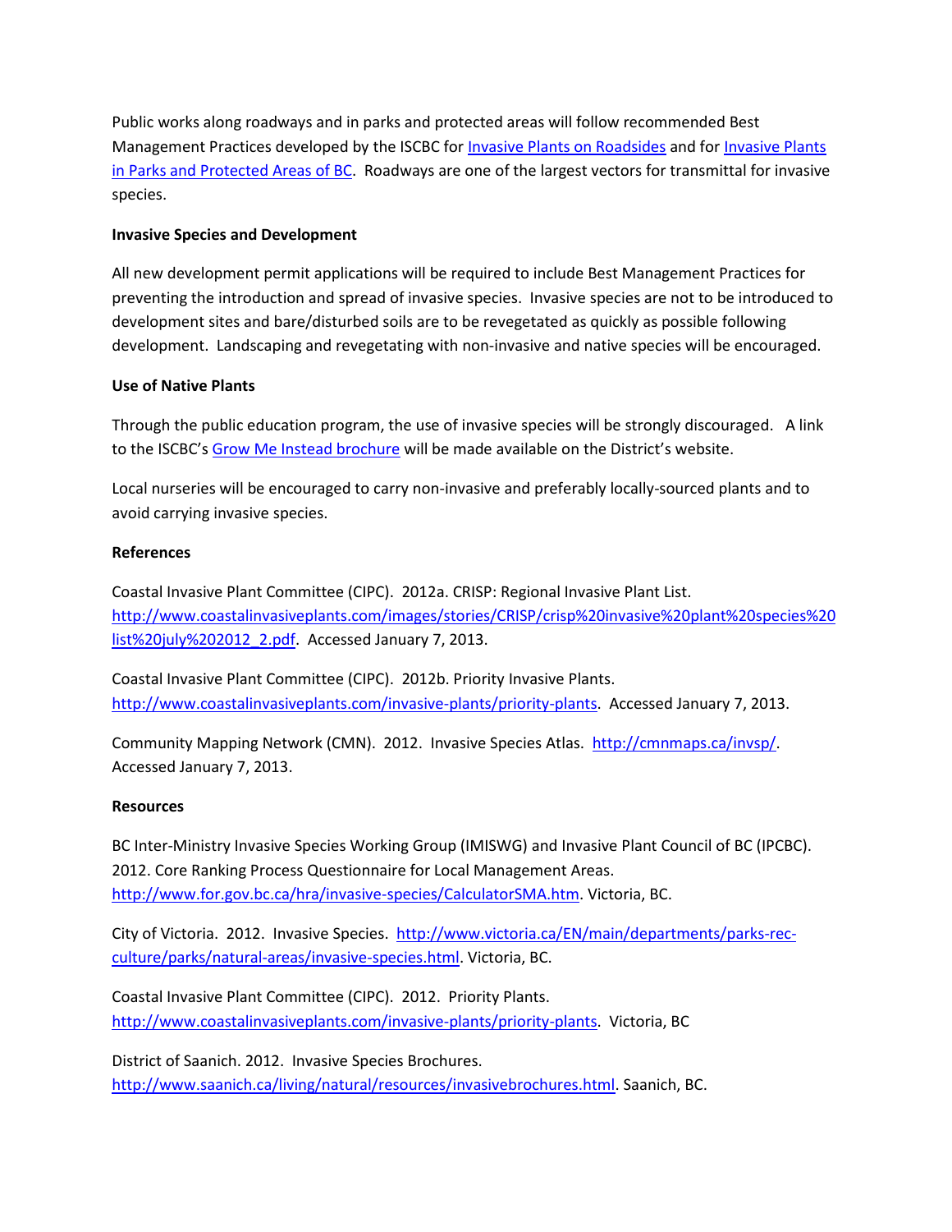Public works along roadways and in parks and protected areas will follow recommended Best Management Practices developed by the ISCBC for [Invasive Plants on Roadsides]() and for [Invasive Plants in Parks and Protected Areas of BC](). Roadways are one of the largest vectors for transmittal for invasive species.

**Invasive Species and Development**

All new development permit applications will be required to include Best Management Practices for preventing the introduction and spread of invasive species. Invasive species are not to be introduced to development sites and bare/disturbed soils are to be revegetated as quickly as possible following development. Landscaping and revegetating with non-invasive and native species will be encouraged.

**Use of Native Plants**

Through the public education program, the use of invasive species will be strongly discouraged. A link to the ISCBC's [Grow Me Instead brochure]() will be made available on the District's website.

Local nurseries will be encouraged to carry non-invasive and preferably locally-sourced plants and to avoid carrying invasive species.

**References**

Coastal Invasive Plant Committee (CIPC). 2012a. CRISP: Regional Invasive Plant List. http://www.coastalinvasiveplants.com/images/stories/CRISP/crisp%20invasive%20plant%20species%20list%20july%202012_2.pdf. Accessed January 7, 2013.

Coastal Invasive Plant Committee (CIPC). 2012b. Priority Invasive Plants. http://www.coastalinvasiveplants.com/invasive-plants/priority-plants. Accessed January 7, 2013.

Community Mapping Network (CMN). 2012. Invasive Species Atlas. http://cmnmaps.ca/invsp/. Accessed January 7, 2013.

**Resources**

BC Inter-Ministry Invasive Species Working Group (IMISWG) and Invasive Plant Council of BC (IPCBC). 2012. Core Ranking Process Questionnaire for Local Management Areas. http://www.for.gov.bc.ca/hra/invasive-species/CalculatorSMA.htm. Victoria, BC.

City of Victoria. 2012. Invasive Species. http://www.victoria.ca/EN/main/departments/parks-rec-culture/parks/natural-areas/invasive-species.html. Victoria, BC.

Coastal Invasive Plant Committee (CIPC). 2012. Priority Plants. http://www.coastalinvasiveplants.com/invasive-plants/priority-plants. Victoria, BC

District of Saanich. 2012. Invasive Species Brochures. http://www.saanich.ca/living/natural/resources/invasivebrochures.html. Saanich, BC.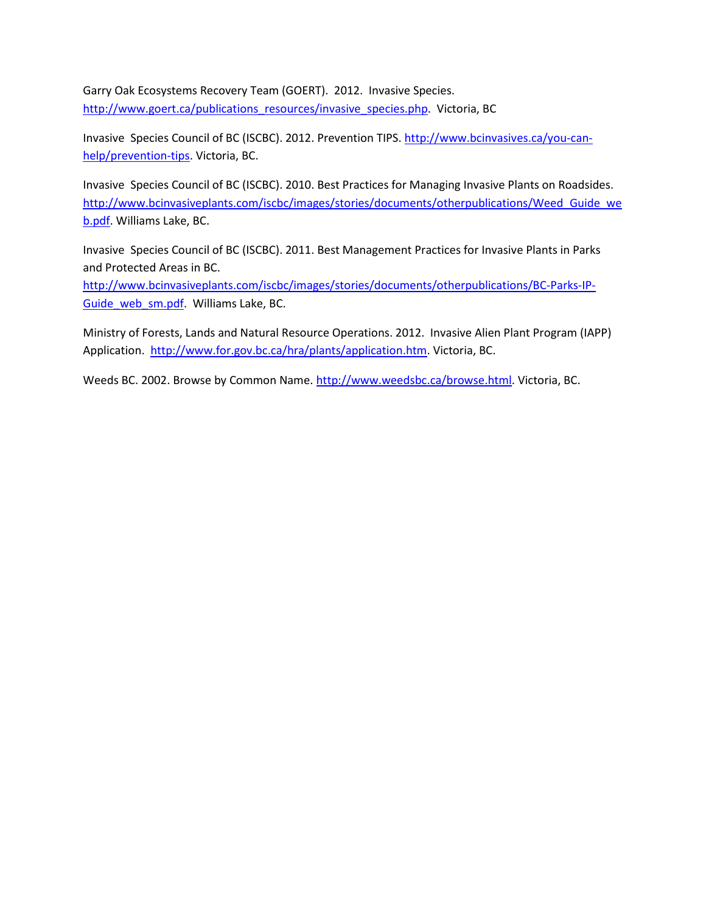Garry Oak Ecosystems Recovery Team (GOERT). 2012. Invasive Species. http://www.goert.ca/publications_resources/invasive_species.php. Victoria, BC

Invasive Species Council of BC (ISCBC). 2012. Prevention TIPS. http://www.bcinvasives.ca/you-can-help/prevention-tips. Victoria, BC.

Invasive Species Council of BC (ISCBC). 2010. Best Practices for Managing Invasive Plants on Roadsides. http://www.bcinvasiveplants.com/iscbc/images/stories/documents/otherpublications/Weed_Guide_web.pdf. Williams Lake, BC.

Invasive Species Council of BC (ISCBC). 2011. Best Management Practices for Invasive Plants in Parks and Protected Areas in BC. http://www.bcinvasiveplants.com/iscbc/images/stories/documents/otherpublications/BC-Parks-IP-Guide_web_sm.pdf. Williams Lake, BC.

Ministry of Forests, Lands and Natural Resource Operations. 2012. Invasive Alien Plant Program (IAPP) Application. http://www.for.gov.bc.ca/hra/plants/application.htm. Victoria, BC.

Weeds BC. 2002. Browse by Common Name. http://www.weedsbc.ca/browse.html. Victoria, BC.